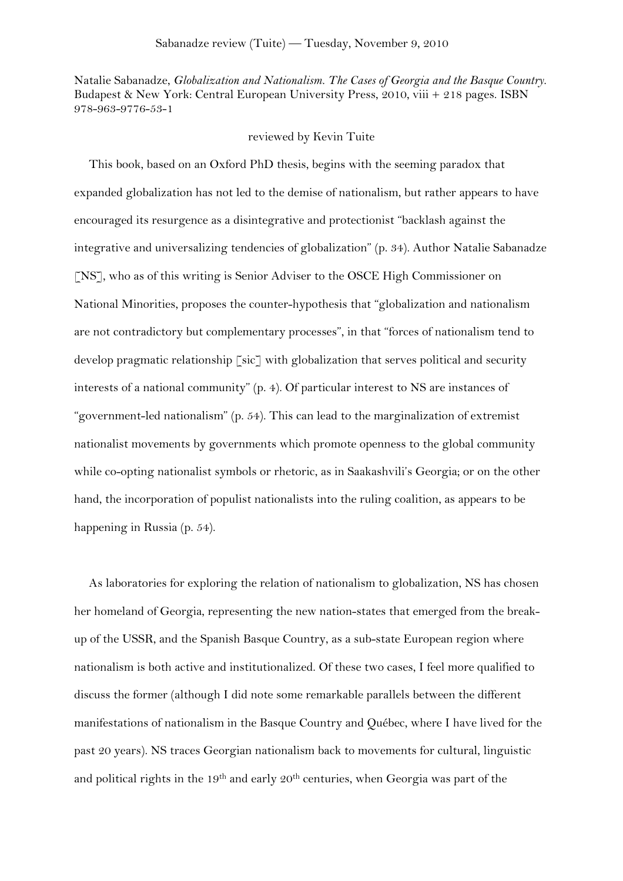Natalie Sabanadze, *Globalization and Nationalism. The Cases of Georgia and the Basque Country.* Budapest & New York: Central European University Press, 2010, viii + 218 pages. ISBN 978-963-9776-53-1

reviewed by Kevin Tuite

This book, based on an Oxford PhD thesis, begins with the seeming paradox that expanded globalization has not led to the demise of nationalism, but rather appears to have encouraged its resurgence as a disintegrative and protectionist "backlash against the integrative and universalizing tendencies of globalization" (p. 34). Author Natalie Sabanadze [NS], who as of this writing is Senior Adviser to the OSCE High Commissioner on National Minorities, proposes the counter-hypothesis that "globalization and nationalism are not contradictory but complementary processes", in that "forces of nationalism tend to develop pragmatic relationship [sic] with globalization that serves political and security interests of a national community" (p. 4). Of particular interest to NS are instances of "government-led nationalism" (p. 54). This can lead to the marginalization of extremist nationalist movements by governments which promote openness to the global community while co-opting nationalist symbols or rhetoric, as in Saakashvili's Georgia; or on the other hand, the incorporation of populist nationalists into the ruling coalition, as appears to be happening in Russia (p. 54).

As laboratories for exploring the relation of nationalism to globalization, NS has chosen her homeland of Georgia, representing the new nation-states that emerged from the break-up of the USSR, and the Spanish Basque Country, as a sub-state European region where nationalism is both active and institutionalized. Of these two cases, I feel more qualified to discuss the former (although I did note some remarkable parallels between the different manifestations of nationalism in the Basque Country and Québec, where I have lived for the past 20 years). NS traces Georgian nationalism back to movements for cultural, linguistic and political rights in the 19th and early 20th centuries, when Georgia was part of the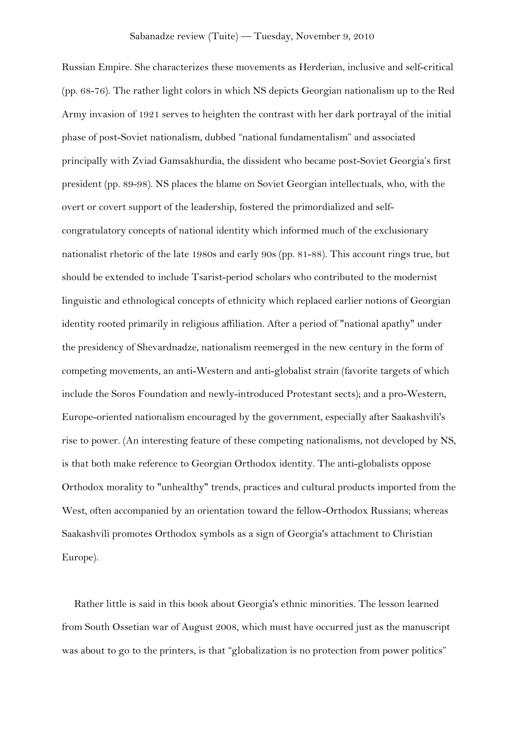Russian Empire. She characterizes these movements as Herderian, inclusive and self-critical (pp. 68-76). The rather light colors in which NS depicts Georgian nationalism up to the Red Army invasion of 1921 serves to heighten the contrast with her dark portrayal of the initial phase of post-Soviet nationalism, dubbed "national fundamentalism" and associated principally with Zviad Gamsakhurdia, the dissident who became post-Soviet Georgia's first president (pp. 89-98). NS places the blame on Soviet Georgian intellectuals, who, with the overt or covert support of the leadership, fostered the primordialized and self-congratulatory concepts of national identity which informed much of the exclusionary nationalist rhetoric of the late 1980s and early 90s (pp. 81-88). This account rings true, but should be extended to include Tsarist-period scholars who contributed to the modernist linguistic and ethnological concepts of ethnicity which replaced earlier notions of Georgian identity rooted primarily in religious affiliation. After a period of "national apathy" under the presidency of Shevardnadze, nationalism reemerged in the new century in the form of competing movements, an anti-Western and anti-globalist strain (favorite targets of which include the Soros Foundation and newly-introduced Protestant sects); and a pro-Western, Europe-oriented nationalism encouraged by the government, especially after Saakashvili's rise to power. (An interesting feature of these competing nationalisms, not developed by NS, is that both make reference to Georgian Orthodox identity. The anti-globalists oppose Orthodox morality to "unhealthy" trends, practices and cultural products imported from the West, often accompanied by an orientation toward the fellow-Orthodox Russians; whereas Saakashvili promotes Orthodox symbols as a sign of Georgia's attachment to Christian Europe).

Rather little is said in this book about Georgia's ethnic minorities. The lesson learned from South Ossetian war of August 2008, which must have occurred just as the manuscript was about to go to the printers, is that "globalization is no protection from power politics"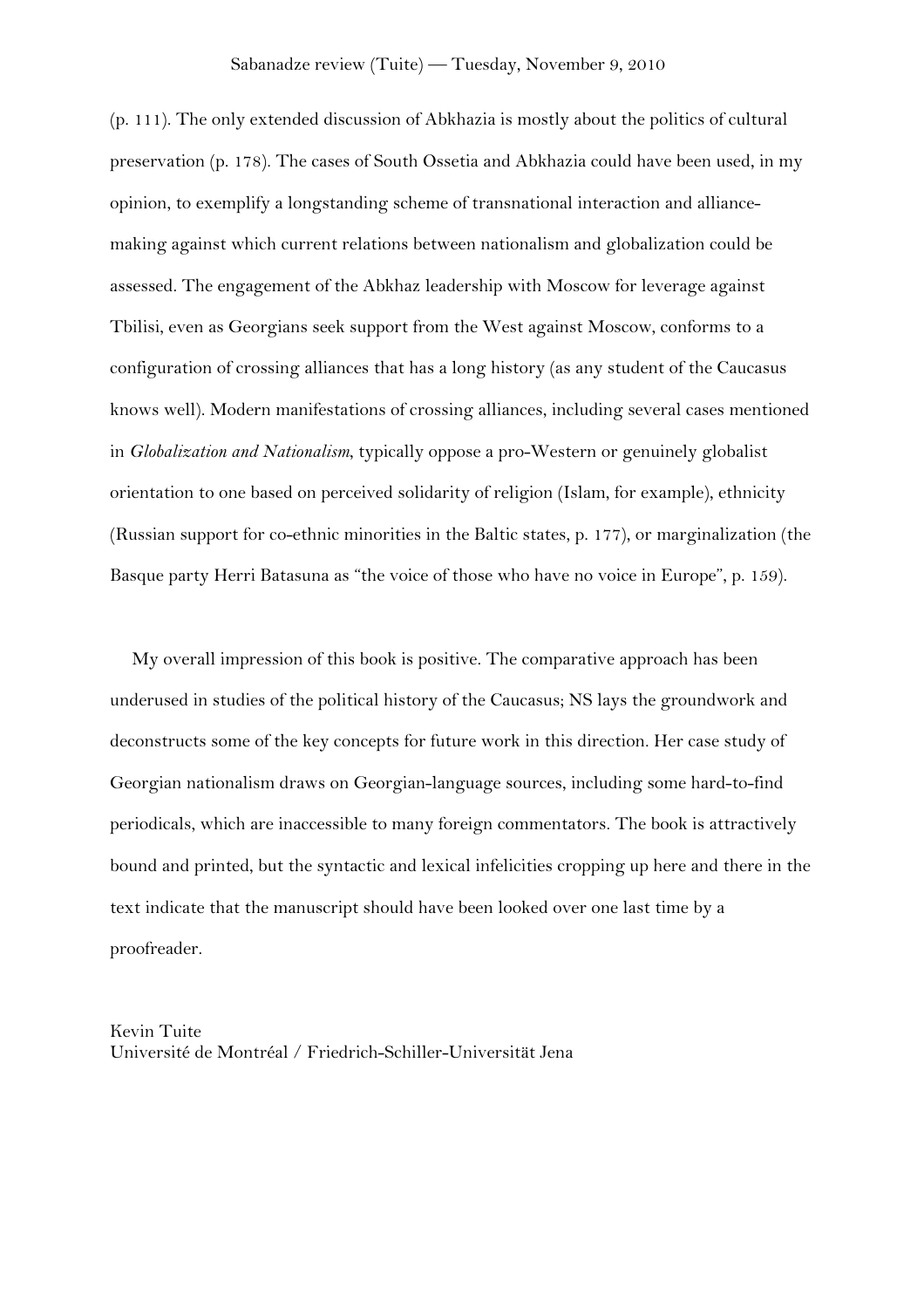(p. 111). The only extended discussion of Abkhazia is mostly about the politics of cultural preservation (p. 178). The cases of South Ossetia and Abkhazia could have been used, in my opinion, to exemplify a longstanding scheme of transnational interaction and alliance-making against which current relations between nationalism and globalization could be assessed. The engagement of the Abkhaz leadership with Moscow for leverage against Tbilisi, even as Georgians seek support from the West against Moscow, conforms to a configuration of crossing alliances that has a long history (as any student of the Caucasus knows well). Modern manifestations of crossing alliances, including several cases mentioned in *Globalization and Nationalism*, typically oppose a pro-Western or genuinely globalist orientation to one based on perceived solidarity of religion (Islam, for example), ethnicity (Russian support for co-ethnic minorities in the Baltic states, p. 177), or marginalization (the Basque party Herri Batasuna as "the voice of those who have no voice in Europe", p. 159).

My overall impression of this book is positive. The comparative approach has been underused in studies of the political history of the Caucasus; NS lays the groundwork and deconstructs some of the key concepts for future work in this direction. Her case study of Georgian nationalism draws on Georgian-language sources, including some hard-to-find periodicals, which are inaccessible to many foreign commentators. The book is attractively bound and printed, but the syntactic and lexical infelicities cropping up here and there in the text indicate that the manuscript should have been looked over one last time by a proofreader.

Kevin Tuite
Université de Montréal / Friedrich-Schiller-Universität Jena